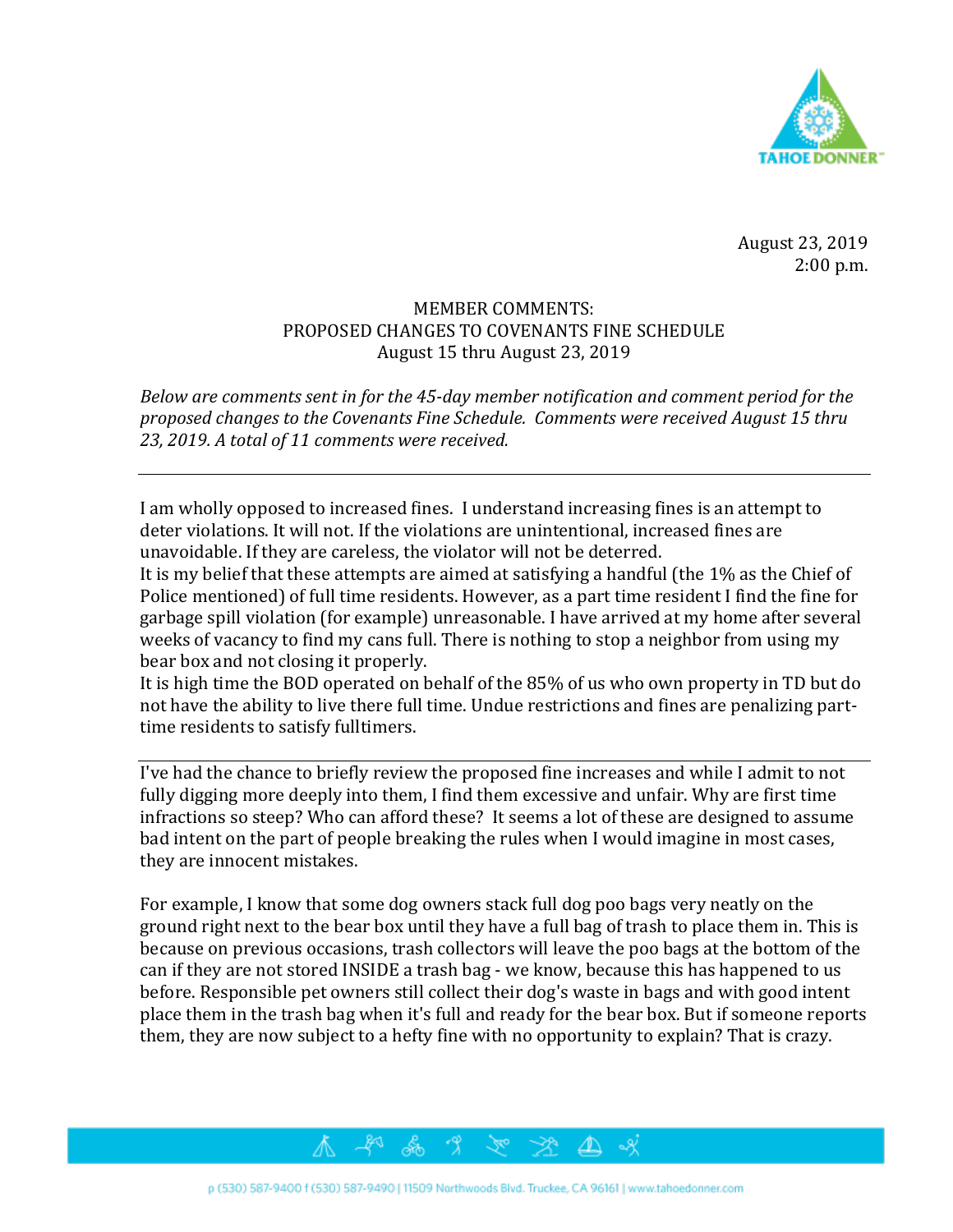August 23, 2019
2:00 p.m.

# MEMBER COMMENTS:
## PROPOSED CHANGES TO COVENANTS FINE SCHEDULE
### August 15 thru August 23, 2019

*Below are comments sent in for the 45-day member notification and comment period for the proposed changes to the Covenants Fine Schedule. Comments were received August 15 thru 23, 2019. A total of 11 comments were received.*

---

I am wholly opposed to increased fines. I understand increasing fines is an attempt to deter violations. It will not. If the violations are unintentional, increased fines are unavoidable. If they are careless, the violator will not be deterred.

It is my belief that these attempts are aimed at satisfying a handful (the 1% as the Chief of Police mentioned) of full time residents. However, as a part time resident I find the fine for garbage spill violation (for example) unreasonable. I have arrived at my home after several weeks of vacancy to find my cans full. There is nothing to stop a neighbor from using my bear box and not closing it properly.

It is high time the BOD operated on behalf of the 85% of us who own property in TD but do not have the ability to live there full time. Undue restrictions and fines are penalizing part-time residents to satisfy fulltimers.

---

I've had the chance to briefly review the proposed fine increases and while I admit to not fully digging more deeply into them, I find them excessive and unfair. Why are first time infractions so steep? Who can afford these? It seems a lot of these are designed to assume bad intent on the part of people breaking the rules when I would imagine in most cases, they are innocent mistakes.

For example, I know that some dog owners stack full dog poo bags very neatly on the ground right next to the bear box until they have a full bag of trash to place them in. This is because on previous occasions, trash collectors will leave the poo bags at the bottom of the can if they are not stored INSIDE a trash bag - we know, because this has happened to us before. Responsible pet owners still collect their dog's waste in bags and with good intent place them in the trash bag when it's full and ready for the bear box. But if someone reports them, they are now subject to a hefty fine with no opportunity to explain? That is crazy.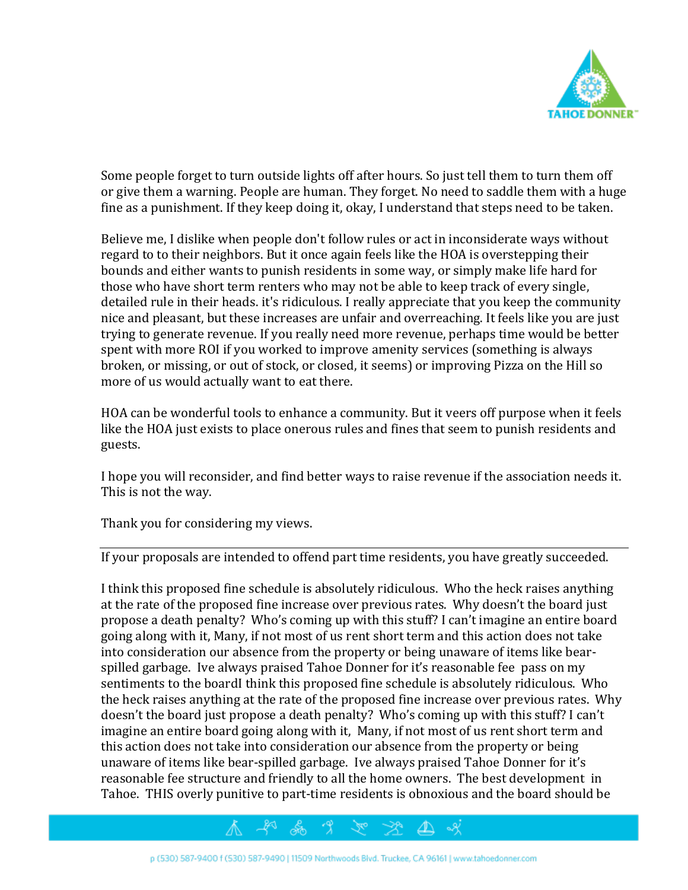Some people forget to turn outside lights off after hours. So just tell them to turn them off or give them a warning. People are human. They forget. No need to saddle them with a huge fine as a punishment. If they keep doing it, okay, I understand that steps need to be taken.

Believe me, I dislike when people don't follow rules or act in inconsiderate ways without regard to to their neighbors. But it once again feels like the HOA is overstepping their bounds and either wants to punish residents in some way, or simply make life hard for those who have short term renters who may not be able to keep track of every single, detailed rule in their heads. it's ridiculous. I really appreciate that you keep the community nice and pleasant, but these increases are unfair and overreaching. It feels like you are just trying to generate revenue. If you really need more revenue, perhaps time would be better spent with more ROI if you worked to improve amenity services (something is always broken, or missing, or out of stock, or closed, it seems) or improving Pizza on the Hill so more of us would actually want to eat there.

HOA can be wonderful tools to enhance a community. But it veers off purpose when it feels like the HOA just exists to place onerous rules and fines that seem to punish residents and guests.

I hope you will reconsider, and find better ways to raise revenue if the association needs it. This is not the way.

Thank you for considering my views.

---

If your proposals are intended to offend part time residents, you have greatly succeeded.

I think this proposed fine schedule is absolutely ridiculous. Who the heck raises anything at the rate of the proposed fine increase over previous rates. Why doesn't the board just propose a death penalty? Who's coming up with this stuff? I can't imagine an entire board going along with it, Many, if not most of us rent short term and this action does not take into consideration our absence from the property or being unaware of items like bear-spilled garbage. Ive always praised Tahoe Donner for it's reasonable fee pass on my sentiments to the boardI think this proposed fine schedule is absolutely ridiculous. Who the heck raises anything at the rate of the proposed fine increase over previous rates. Why doesn't the board just propose a death penalty? Who's coming up with this stuff? I can't imagine an entire board going along with it, Many, if not most of us rent short term and this action does not take into consideration our absence from the property or being unaware of items like bear-spilled garbage. Ive always praised Tahoe Donner for it's reasonable fee structure and friendly to all the home owners. The best development in Tahoe. THIS overly punitive to part-time residents is obnoxious and the board should be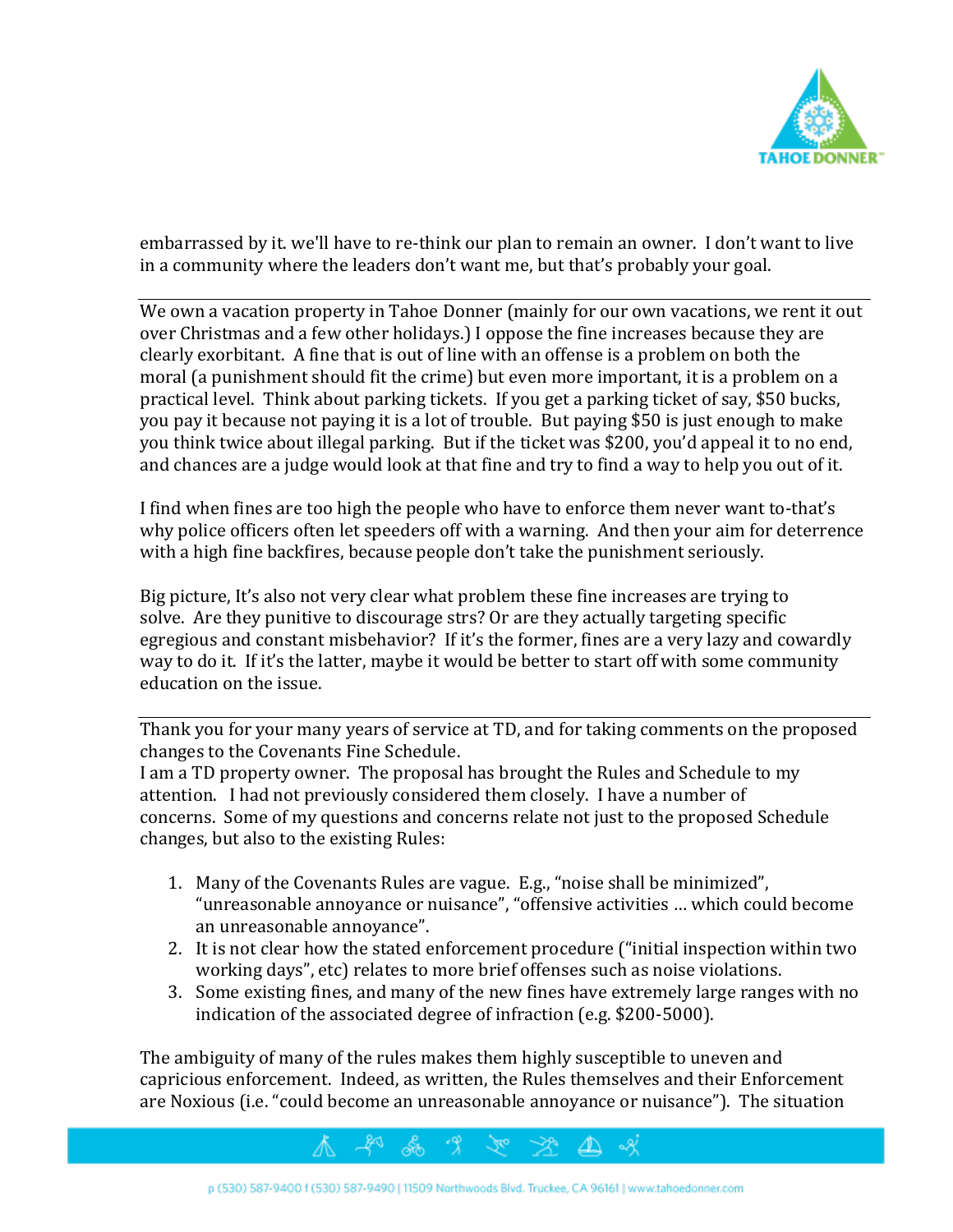embarrassed by it. we'll have to re-think our plan to remain an owner. I don't want to live in a community where the leaders don't want me, but that's probably your goal.

---

We own a vacation property in Tahoe Donner (mainly for our own vacations, we rent it out over Christmas and a few other holidays.) I oppose the fine increases because they are clearly exorbitant. A fine that is out of line with an offense is a problem on both the moral (a punishment should fit the crime) but even more important, it is a problem on a practical level. Think about parking tickets. If you get a parking ticket of say, $50 bucks, you pay it because not paying it is a lot of trouble. But paying $50 is just enough to make you think twice about illegal parking. But if the ticket was $200, you'd appeal it to no end, and chances are a judge would look at that fine and try to find a way to help you out of it.

I find when fines are too high the people who have to enforce them never want to-that's why police officers often let speeders off with a warning. And then your aim for deterrence with a high fine backfires, because people don't take the punishment seriously.

Big picture, It's also not very clear what problem these fine increases are trying to solve. Are they punitive to discourage strs? Or are they actually targeting specific egregious and constant misbehavior? If it's the former, fines are a very lazy and cowardly way to do it. If it's the latter, maybe it would be better to start off with some community education on the issue.

---

Thank you for your many years of service at TD, and for taking comments on the proposed changes to the Covenants Fine Schedule.
I am a TD property owner. The proposal has brought the Rules and Schedule to my attention. I had not previously considered them closely. I have a number of concerns. Some of my questions and concerns relate not just to the proposed Schedule changes, but also to the existing Rules:

1. Many of the Covenants Rules are vague. E.g., "noise shall be minimized", "unreasonable annoyance or nuisance", "offensive activities ... which could become an unreasonable annoyance".
2. It is not clear how the stated enforcement procedure ("initial inspection within two working days", etc) relates to more brief offenses such as noise violations.
3. Some existing fines, and many of the new fines have extremely large ranges with no indication of the associated degree of infraction (e.g. $200-5000).

The ambiguity of many of the rules makes them highly susceptible to uneven and capricious enforcement. Indeed, as written, the Rules themselves and their Enforcement are Noxious (i.e. "could become an unreasonable annoyance or nuisance"). The situation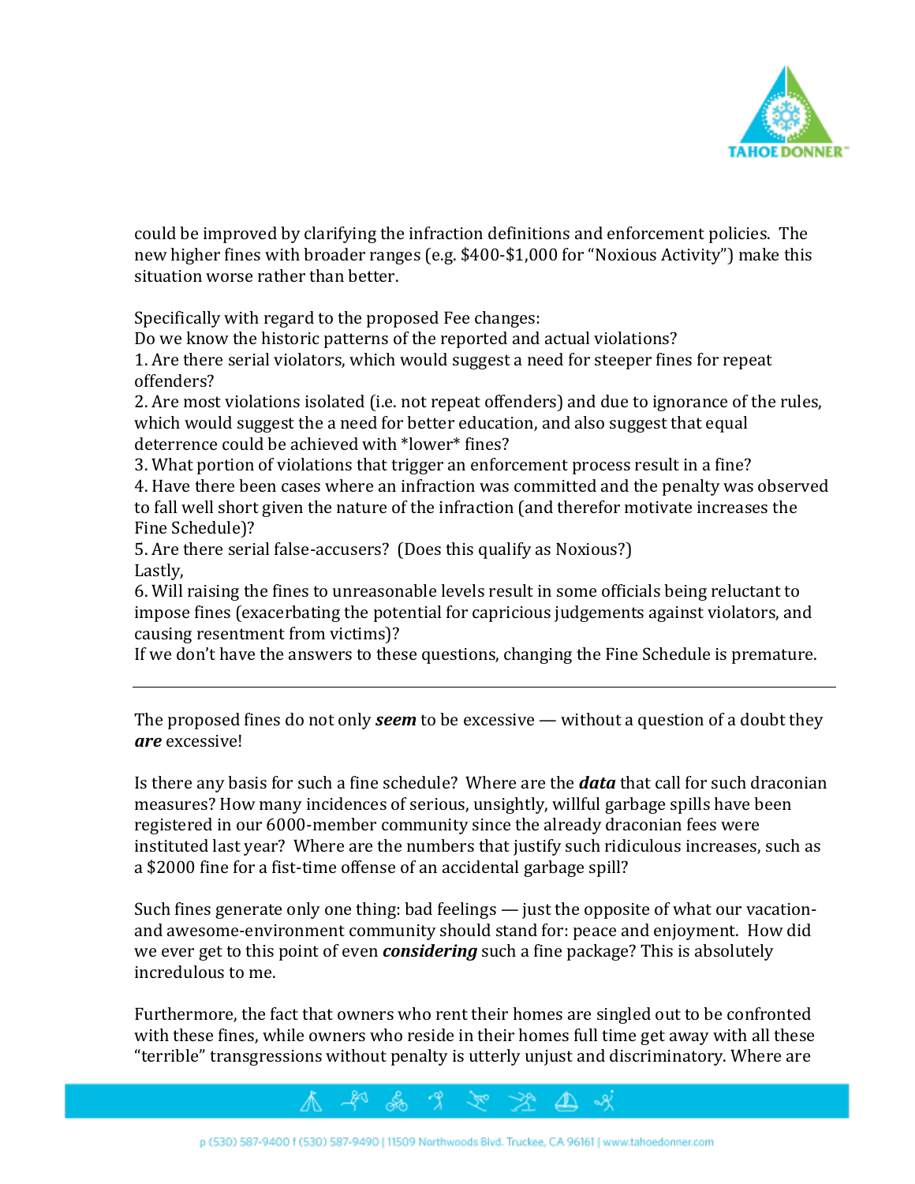could be improved by clarifying the infraction definitions and enforcement policies. The new higher fines with broader ranges (e.g. $400-$1,000 for "Noxious Activity") make this situation worse rather than better.

Specifically with regard to the proposed Fee changes:
Do we know the historic patterns of the reported and actual violations?
1. Are there serial violators, which would suggest a need for steeper fines for repeat offenders?
2. Are most violations isolated (i.e. not repeat offenders) and due to ignorance of the rules, which would suggest the a need for better education, and also suggest that equal deterrence could be achieved with *lower* fines?
3. What portion of violations that trigger an enforcement process result in a fine?
4. Have there been cases where an infraction was committed and the penalty was observed to fall well short given the nature of the infraction (and therefor motivate increases the Fine Schedule)?
5. Are there serial false-accusers? (Does this qualify as Noxious?)
Lastly,
6. Will raising the fines to unreasonable levels result in some officials being reluctant to impose fines (exacerbating the potential for capricious judgements against violators, and causing resentment from victims)?
If we don't have the answers to these questions, changing the Fine Schedule is premature.

---

The proposed fines do not only ***seem*** to be excessive — without a question of a doubt they ***are*** excessive!

Is there any basis for such a fine schedule? Where are the ***data*** that call for such draconian measures? How many incidences of serious, unsightly, willful garbage spills have been registered in our 6000-member community since the already draconian fees were instituted last year? Where are the numbers that justify such ridiculous increases, such as a $2000 fine for a fist-time offense of an accidental garbage spill?

Such fines generate only one thing: bad feelings — just the opposite of what our vacation- and awesome-environment community should stand for: peace and enjoyment. How did we ever get to this point of even ***considering*** such a fine package? This is absolutely incredulous to me.

Furthermore, the fact that owners who rent their homes are singled out to be confronted with these fines, while owners who reside in their homes full time get away with all these "terrible" transgressions without penalty is utterly unjust and discriminatory. Where are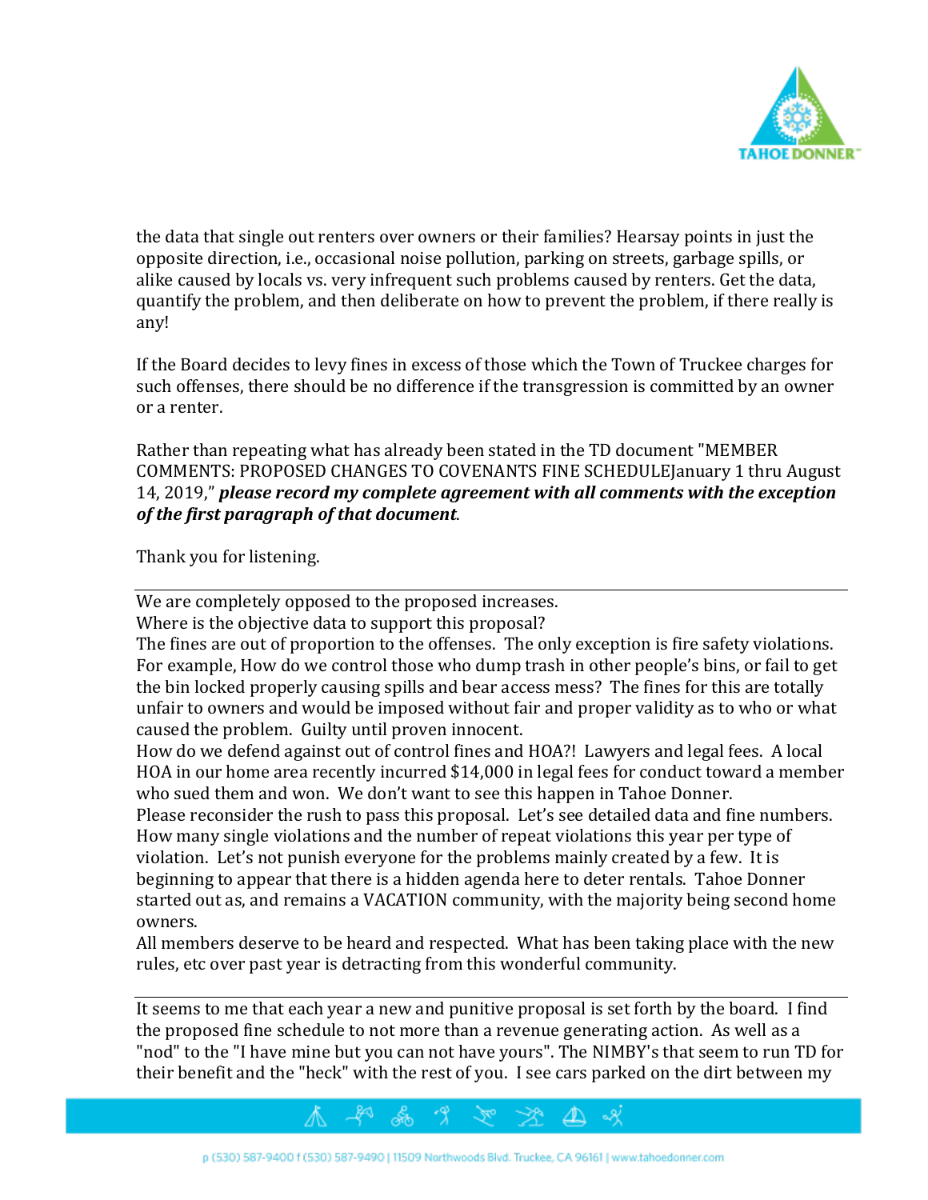the data that single out renters over owners or their families? Hearsay points in just the opposite direction, i.e., occasional noise pollution, parking on streets, garbage spills, or alike caused by locals vs. very infrequent such problems caused by renters. Get the data, quantify the problem, and then deliberate on how to prevent the problem, if there really is any!

If the Board decides to levy fines in excess of those which the Town of Truckee charges for such offenses, there should be no difference if the transgression is committed by an owner or a renter.

Rather than repeating what has already been stated in the TD document "MEMBER COMMENTS: PROPOSED CHANGES TO COVENANTS FINE SCHEDULEJanuary 1 thru August 14, 2019," ***please record my complete agreement with all comments with the exception of the first paragraph of that document***.

Thank you for listening.

---

We are completely opposed to the proposed increases.
Where is the objective data to support this proposal?
The fines are out of proportion to the offenses. The only exception is fire safety violations. For example, How do we control those who dump trash in other people's bins, or fail to get the bin locked properly causing spills and bear access mess? The fines for this are totally unfair to owners and would be imposed without fair and proper validity as to who or what caused the problem. Guilty until proven innocent.
How do we defend against out of control fines and HOA?! Lawyers and legal fees. A local HOA in our home area recently incurred $14,000 in legal fees for conduct toward a member who sued them and won. We don't want to see this happen in Tahoe Donner.
Please reconsider the rush to pass this proposal. Let's see detailed data and fine numbers. How many single violations and the number of repeat violations this year per type of violation. Let's not punish everyone for the problems mainly created by a few. It is beginning to appear that there is a hidden agenda here to deter rentals. Tahoe Donner started out as, and remains a VACATION community, with the majority being second home owners.
All members deserve to be heard and respected. What has been taking place with the new rules, etc over past year is detracting from this wonderful community.

---

It seems to me that each year a new and punitive proposal is set forth by the board. I find the proposed fine schedule to not more than a revenue generating action. As well as a "nod" to the "I have mine but you can not have yours". The NIMBY's that seem to run TD for their benefit and the "heck" with the rest of you. I see cars parked on the dirt between my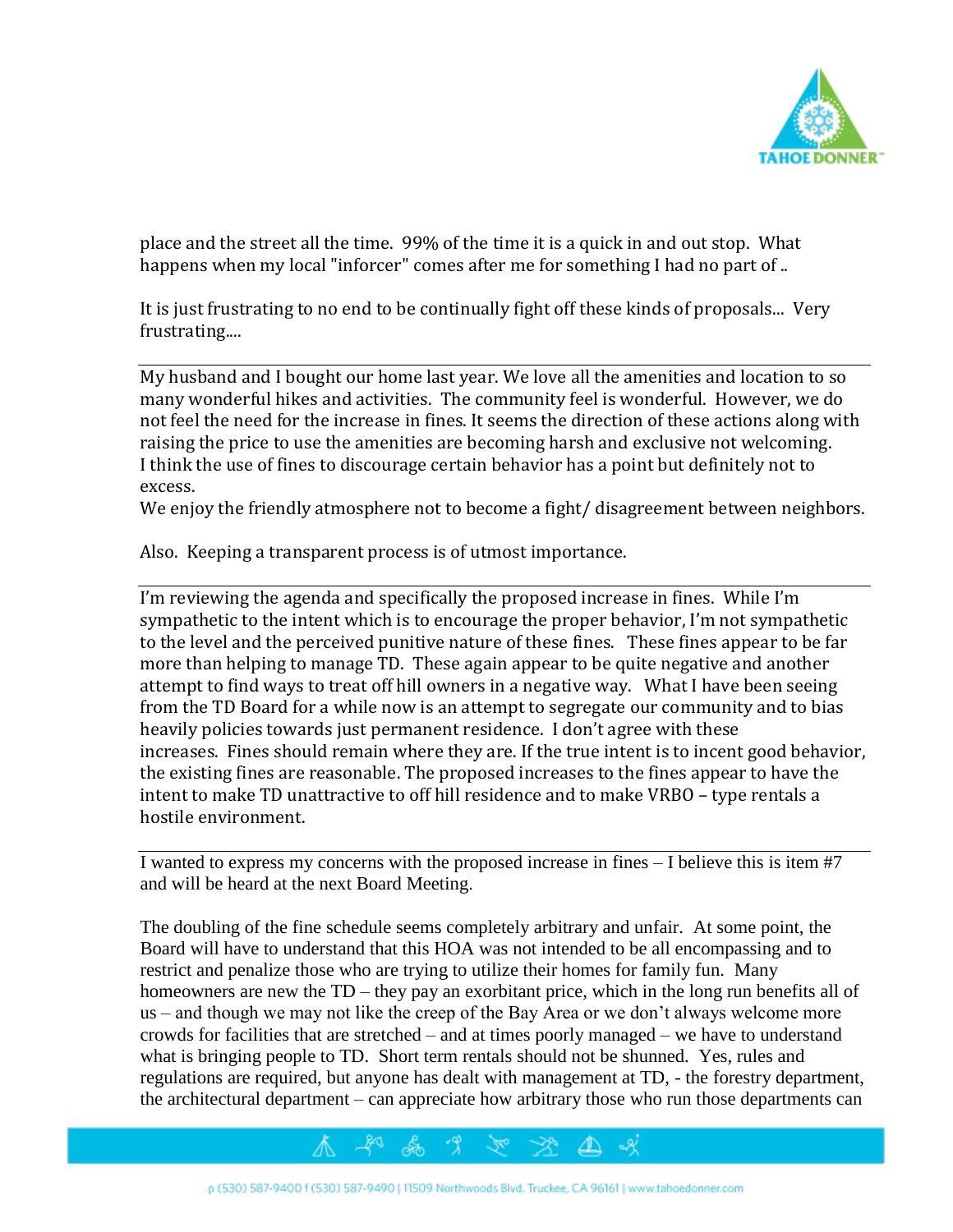place and the street all the time. 99% of the time it is a quick in and out stop. What happens when my local "inforcer" comes after me for something I had no part of ..

It is just frustrating to no end to be continually fight off these kinds of proposals... Very frustrating....

---

My husband and I bought our home last year. We love all the amenities and location to so many wonderful hikes and activities. The community feel is wonderful. However, we do not feel the need for the increase in fines. It seems the direction of these actions along with raising the price to use the amenities are becoming harsh and exclusive not welcoming.
I think the use of fines to discourage certain behavior has a point but definitely not to excess.
We enjoy the friendly atmosphere not to become a fight/ disagreement between neighbors.

Also. Keeping a transparent process is of utmost importance.

---

I'm reviewing the agenda and specifically the proposed increase in fines. While I'm sympathetic to the intent which is to encourage the proper behavior, I'm not sympathetic to the level and the perceived punitive nature of these fines. These fines appear to be far more than helping to manage TD. These again appear to be quite negative and another attempt to find ways to treat off hill owners in a negative way. What I have been seeing from the TD Board for a while now is an attempt to segregate our community and to bias heavily policies towards just permanent residence. I don't agree with these increases. Fines should remain where they are. If the true intent is to incent good behavior, the existing fines are reasonable. The proposed increases to the fines appear to have the intent to make TD unattractive to off hill residence and to make VRBO – type rentals a hostile environment.

---

I wanted to express my concerns with the proposed increase in fines – I believe this is item #7 and will be heard at the next Board Meeting.

The doubling of the fine schedule seems completely arbitrary and unfair. At some point, the Board will have to understand that this HOA was not intended to be all encompassing and to restrict and penalize those who are trying to utilize their homes for family fun. Many homeowners are new the TD – they pay an exorbitant price, which in the long run benefits all of us – and though we may not like the creep of the Bay Area or we don't always welcome more crowds for facilities that are stretched – and at times poorly managed – we have to understand what is bringing people to TD. Short term rentals should not be shunned. Yes, rules and regulations are required, but anyone has dealt with management at TD, - the forestry department, the architectural department – can appreciate how arbitrary those who run those departments can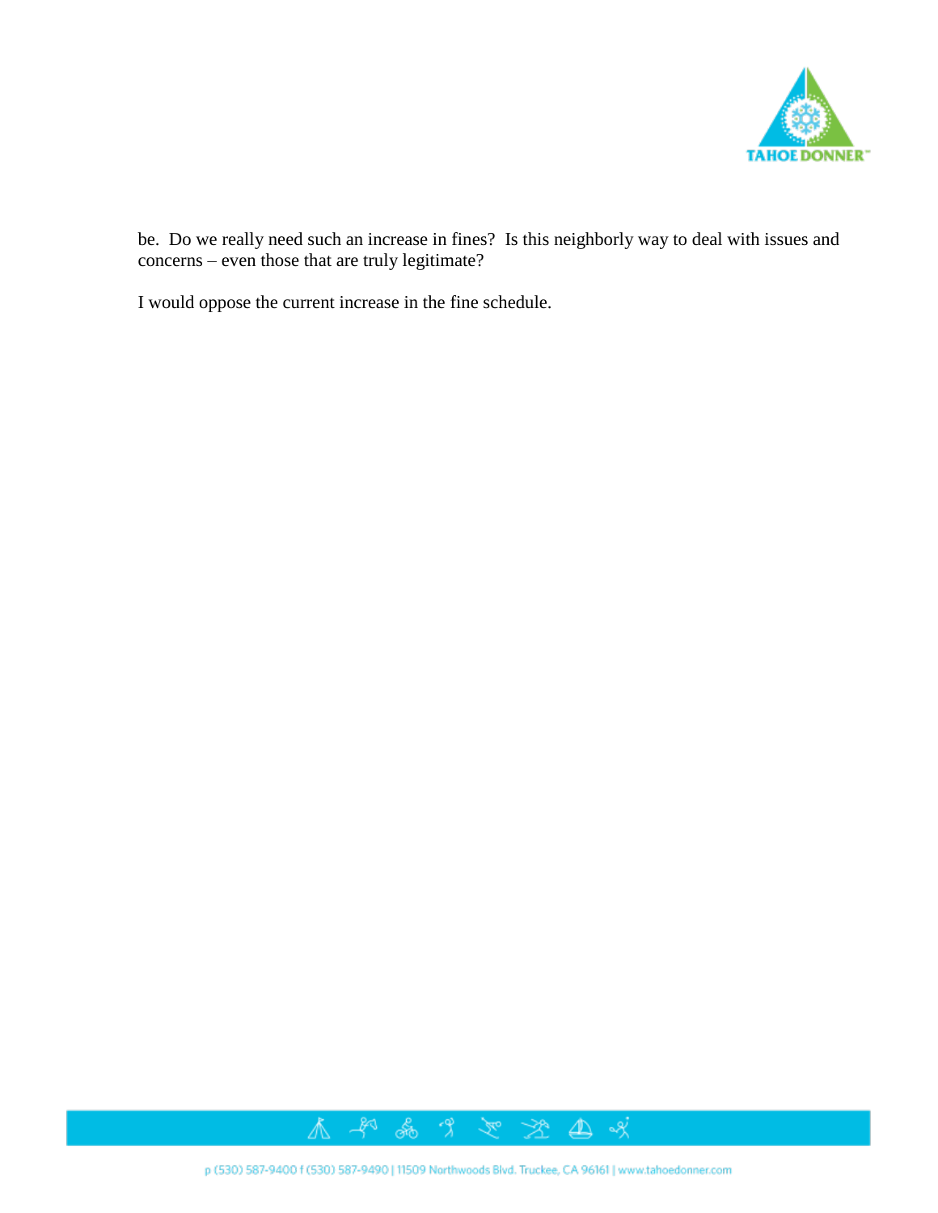be. Do we really need such an increase in fines? Is this neighborly way to deal with issues and concerns – even those that are truly legitimate?

I would oppose the current increase in the fine schedule.